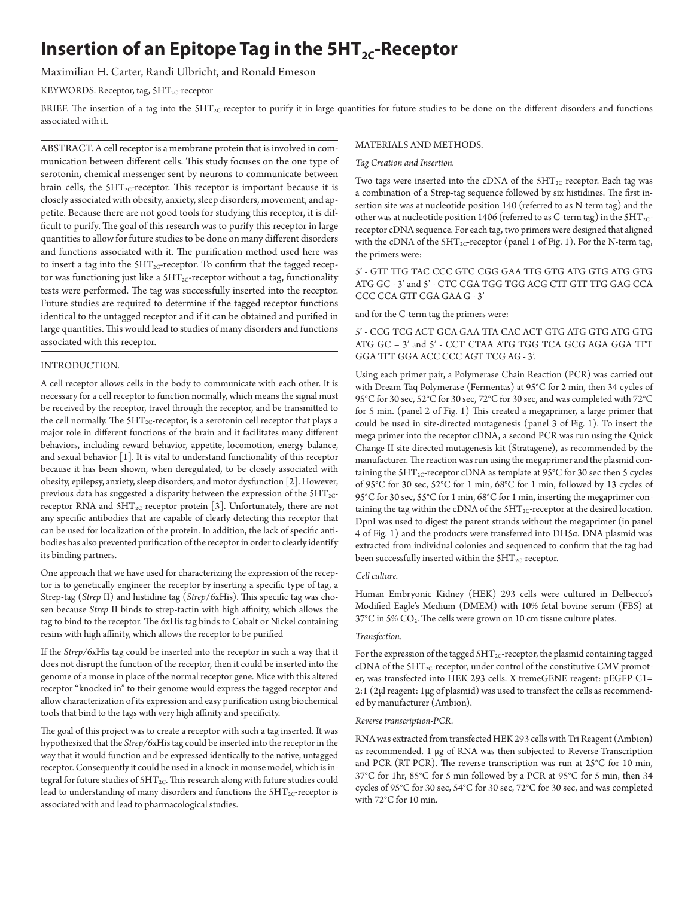# Insertion of an Epitope Tag in the $5HT_{2C}$-Receptor

Maximilian H. Carter, Randi Ulbricht, and Ronald Emeson

KEYWORDS. Receptor, tag, $5HT_{2C}$-receptor

BRIEF. The insertion of a tag into the $5HT_{2C}$-receptor to purify it in large quantities for future studies to be done on the different disorders and functions associated with it.

ABSTRACT. A cell receptor is a membrane protein that is involved in communication between different cells. This study focuses on the one type of serotonin, chemical messenger sent by neurons to communicate between brain cells, the $5HT_{2C}$-receptor. This receptor is important because it is closely associated with obesity, anxiety, sleep disorders, movement, and appetite. Because there are not good tools for studying this receptor, it is difficult to purify. The goal of this research was to purify this receptor in large quantities to allow for future studies to be done on many different disorders and functions associated with it. The purification method used here was to insert a tag into the $5HT_{2C}$-receptor. To confirm that the tagged receptor was functioning just like a $5HT_{2C}$-receptor without a tag, functionality tests were performed. The tag was successfully inserted into the receptor. Future studies are required to determine if the tagged receptor functions identical to the untagged receptor and if it can be obtained and purified in large quantities. This would lead to studies of many disorders and functions associated with this receptor.

## INTRODUCTION.

A cell receptor allows cells in the body to communicate with each other. It is necessary for a cell receptor to function normally, which means the signal must be received by the receptor, travel through the receptor, and be transmitted to the cell normally. The $5HT_{2C}$-receptor, is a serotonin cell receptor that plays a major role in different functions of the brain and it facilitates many different behaviors, including reward behavior, appetite, locomotion, energy balance, and sexual behavior [1]. It is vital to understand functionality of this receptor because it has been shown, when deregulated, to be closely associated with obesity, epilepsy, anxiety, sleep disorders, and motor dysfunction [2]. However, previous data has suggested a disparity between the expression of the $5HT_{2C}$-receptor RNA and $5HT_{2C}$-receptor protein [3]. Unfortunately, there are not any specific antibodies that are capable of clearly detecting this receptor that can be used for localization of the protein. In addition, the lack of specific antibodies has also prevented purification of the receptor in order to clearly identify its binding partners.

One approach that we have used for characterizing the expression of the receptor is to genetically engineer the receptor by inserting a specific type of tag, a Strep-tag (*Strep* II) and histidine tag (*Strep*/6xHis). This specific tag was chosen because *Strep* II binds to strep-tactin with high affinity, which allows the tag to bind to the receptor. The 6xHis tag binds to Cobalt or Nickel containing resins with high affinity, which allows the receptor to be purified

If the *Strep*/6xHis tag could be inserted into the receptor in such a way that it does not disrupt the function of the receptor, then it could be inserted into the genome of a mouse in place of the normal receptor gene. Mice with this altered receptor "knocked in" to their genome would express the tagged receptor and allow characterization of its expression and easy purification using biochemical tools that bind to the tags with very high affinity and specificity.

The goal of this project was to create a receptor with such a tag inserted. It was hypothesized that the *Strep*/6xHis tag could be inserted into the receptor in the way that it would function and be expressed identically to the native, untagged receptor. Consequently it could be used in a knock-in mouse model, which is integral for future studies of $5HT_{2C}$. This research along with future studies could lead to understanding of many disorders and functions the $5HT_{2C}$-receptor is associated with and lead to pharmacological studies.

## MATERIALS AND METHODS.

### *Tag Creation and Insertion.*

Two tags were inserted into the cDNA of the $5HT_{2C}$ receptor. Each tag was a combination of a Strep-tag sequence followed by six histidines. The first insertion site was at nucleotide position 140 (referred to as N-term tag) and the other was at nucleotide position 1406 (referred to as C-term tag) in the $5HT_{2C}$-receptor cDNA sequence. For each tag, two primers were designed that aligned with the cDNA of the $5HT_{2C}$-receptor (panel 1 of Fig. 1). For the N-term tag, the primers were:

5' - GTT TTG TAC CCC GTC CGG GAA TTG GTG ATG GTG ATG GTG ATG GC - 3' and 5' - CTC CGA TGG TGG ACG CTT GTT TTG GAG CCA CCC CCA GTT CGA GAA G - 3'

and for the C-term tag the primers were:

5' - CCG TCG ACT GCA GAA TTA CAC ACT GTG ATG GTG ATG GTG ATG GC – 3' and 5' - CCT CTAA ATG TGG TCA GCG AGA GGA TTT GGA TTT GGA ACC CCC AGT TCG AG - 3'.

Using each primer pair, a Polymerase Chain Reaction (PCR) was carried out with Dream Taq Polymerase (Fermentas) at 95°C for 2 min, then 34 cycles of 95°C for 30 sec, 52°C for 30 sec, 72°C for 30 sec, and was completed with 72°C for 5 min. (panel 2 of Fig. 1) This created a megaprimer, a large primer that could be used in site-directed mutagenesis (panel 3 of Fig. 1). To insert the mega primer into the receptor cDNA, a second PCR was run using the Quick Change II site directed mutagenesis kit (Stratagene), as recommended by the manufacturer. The reaction was run using the megaprimer and the plasmid containing the $5HT_{2C}$-receptor cDNA as template at 95°C for 30 sec then 5 cycles of 95°C for 30 sec, 52°C for 1 min, 68°C for 1 min, followed by 13 cycles of 95°C for 30 sec, 55°C for 1 min, 68°C for 1 min, inserting the megaprimer containing the tag within the cDNA of the $5HT_{2C}$-receptor at the desired location. DpnI was used to digest the parent strands without the megaprimer (in panel 4 of Fig. 1) and the products were transferred into DH5α. DNA plasmid was extracted from individual colonies and sequenced to confirm that the tag had been successfully inserted within the $5HT_{2C}$-receptor.

### *Cell culture.*

Human Embryonic Kidney (HEK) 293 cells were cultured in Delbecco's Modified Eagle's Medium (DMEM) with 10% fetal bovine serum (FBS) at 37°C in 5% $CO_2$. The cells were grown on 10 cm tissue culture plates.

### *Transfection.*

For the expression of the tagged $5HT_{2C}$-receptor, the plasmid containing tagged cDNA of the $5HT_{2C}$-receptor, under control of the constitutive CMV promoter, was transfected into HEK 293 cells. X-tremeGENE reagent: pEGFP-C1= 2:1 (2μl reagent: 1μg of plasmid) was used to transfect the cells as recommended by manufacturer (Ambion).

### *Reverse transcription-PCR.*

RNA was extracted from transfected HEK 293 cells with Tri Reagent (Ambion) as recommended. 1 μg of RNA was then subjected to Reverse-Transcription and PCR (RT-PCR). The reverse transcription was run at 25°C for 10 min, 37°C for 1hr, 85°C for 5 min followed by a PCR at 95°C for 5 min, then 34 cycles of 95°C for 30 sec, 54°C for 30 sec, 72°C for 30 sec, and was completed with 72°C for 10 min.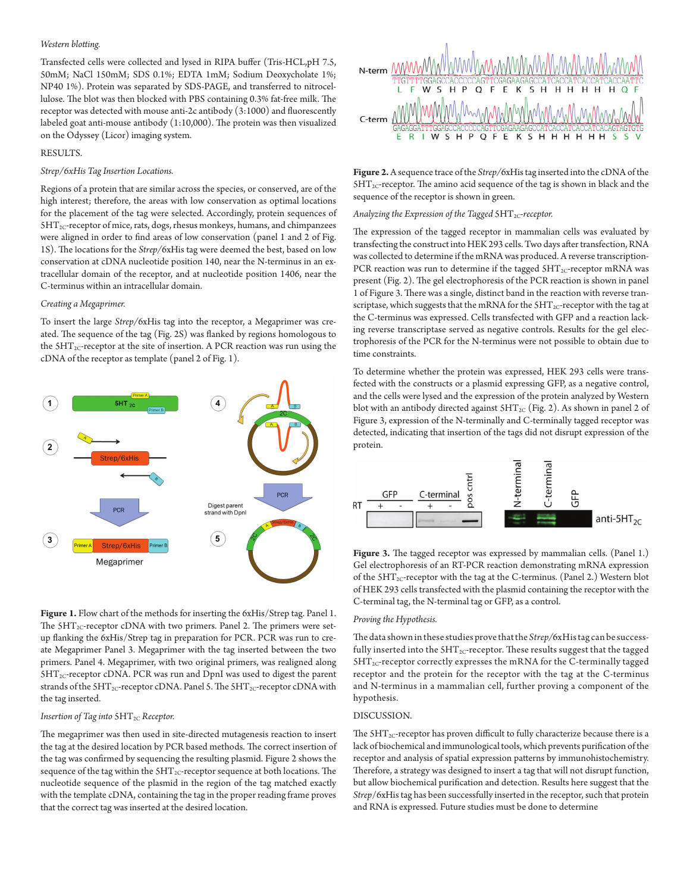*Western blotting.*

Transfected cells were collected and lysed in RIPA buffer (Tris-HCL,pH 7.5, 50mM; NaCl 150mM; SDS 0.1%; EDTA 1mM; Sodium Deoxycholate 1%; NP40 1%). Protein was separated by SDS-PAGE, and transferred to nitrocellulose. The blot was then blocked with PBS containing 0.3% fat-free milk. The receptor was detected with mouse anti-2c antibody (3:1000) and fluorescently labeled goat anti-mouse antibody (1:10,000). The protein was then visualized on the Odyssey (Licor) imaging system.

RESULTS.

*Strep/6xHis Tag Insertion Locations.*

Regions of a protein that are similar across the species, or conserved, are of the high interest; therefore, the areas with low conservation as optimal locations for the placement of the tag were selected. Accordingly, protein sequences of $5HT_{2C}$-receptor of mice, rats, dogs, rhesus monkeys, humans, and chimpanzees were aligned in order to find areas of low conservation (panel 1 and 2 of Fig. 1S). The locations for the *Strep*/6xHis tag were deemed the best, based on low conservation at cDNA nucleotide position 140, near the N-terminus in an extracellular domain of the receptor, and at nucleotide position 1406, near the C-terminus within an intracellular domain.

*Creating a Megaprimer.*

To insert the large *Strep*/6xHis tag into the receptor, a Megaprimer was created. The sequence of the tag (Fig. 2S) was flanked by regions homologous to the $5HT_{2C}$-receptor at the site of insertion. A PCR reaction was run using the cDNA of the receptor as template (panel 2 of Fig. 1).

**Figure 1.** Flow chart of the methods for inserting the 6xHis/Strep tag. Panel 1. The $5HT_{2C}$-receptor cDNA with two primers. Panel 2. The primers were setup flanking the 6xHis/Strep tag in preparation for PCR. PCR was run to create Megaprimer Panel 3. Megaprimer with the tag inserted between the two primers. Panel 4. Megaprimer, with two original primers, was realigned along $5HT_{2C}$-receptor cDNA. PCR was run and DpnI was used to digest the parent strands of the $5HT_{2C}$-receptor cDNA. Panel 5. The $5HT_{2C}$-receptor cDNA with the tag inserted.

*Insertion of Tag into $5HT_{2C}$ Receptor.*

The megaprimer was then used in site-directed mutagenesis reaction to insert the tag at the desired location by PCR based methods. The correct insertion of the tag was confirmed by sequencing the resulting plasmid. Figure 2 shows the sequence of the tag within the $5HT_{2C}$-receptor sequence at both locations. The nucleotide sequence of the plasmid in the region of the tag matched exactly with the template cDNA, containing the tag in the proper reading frame proves that the correct tag was inserted at the desired location.

**Figure 2.** A sequence trace of the *Strep*/6xHis tag inserted into the cDNA of the $5HT_{2C}$-receptor. The amino acid sequence of the tag is shown in black and the sequence of the receptor is shown in green.

*Analyzing the Expression of the Tagged $5HT_{2C}$-receptor.*

The expression of the tagged receptor in mammalian cells was evaluated by transfecting the construct into HEK 293 cells. Two days after transfection, RNA was collected to determine if the mRNA was produced. A reverse transcription-PCR reaction was run to determine if the tagged $5HT_{2C}$-receptor mRNA was present (Fig. 2). The gel electrophoresis of the PCR reaction is shown in panel 1 of Figure 3. There was a single, distinct band in the reaction with reverse transcriptase, which suggests that the mRNA for the $5HT_{2C}$-receptor with the tag at the C-terminus was expressed. Cells transfected with GFP and a reaction lacking reverse transcriptase served as negative controls. Results for the gel electrophoresis of the PCR for the N-terminus were not possible to obtain due to time constraints.

To determine whether the protein was expressed, HEK 293 cells were transfected with the constructs or a plasmid expressing GFP, as a negative control, and the cells were lysed and the expression of the protein analyzed by Western blot with an antibody directed against $5HT_{2C}$ (Fig. 2). As shown in panel 2 of Figure 3, expression of the N-terminally and C-terminally tagged receptor was detected, indicating that insertion of the tags did not disrupt expression of the protein.

**Figure 3.** The tagged receptor was expressed by mammalian cells. (Panel 1.) Gel electrophoresis of an RT-PCR reaction demonstrating mRNA expression of the $5HT_{2C}$-receptor with the tag at the C-terminus. (Panel 2.) Western blot of HEK 293 cells transfected with the plasmid containing the receptor with the C-terminal tag, the N-terminal tag or GFP, as a control.

*Proving the Hypothesis.*

The data shown in these studies prove that the *Strep*/6xHis tag can be successfully inserted into the $5HT_{2C}$-receptor. These results suggest that the tagged $5HT_{2C}$-receptor correctly expresses the mRNA for the C-terminally tagged receptor and the protein for the receptor with the tag at the C-terminus and N-terminus in a mammalian cell, further proving a component of the hypothesis.

DISCUSSION.

The $5HT_{2C}$-receptor has proven difficult to fully characterize because there is a lack of biochemical and immunological tools, which prevents purification of the receptor and analysis of spatial expression patterns by immunohistochemistry. Therefore, a strategy was designed to insert a tag that will not disrupt function, but allow biochemical purification and detection. Results here suggest that the *Strep*/6xHis tag has been successfully inserted in the receptor, such that protein and RNA is expressed. Future studies must be done to determine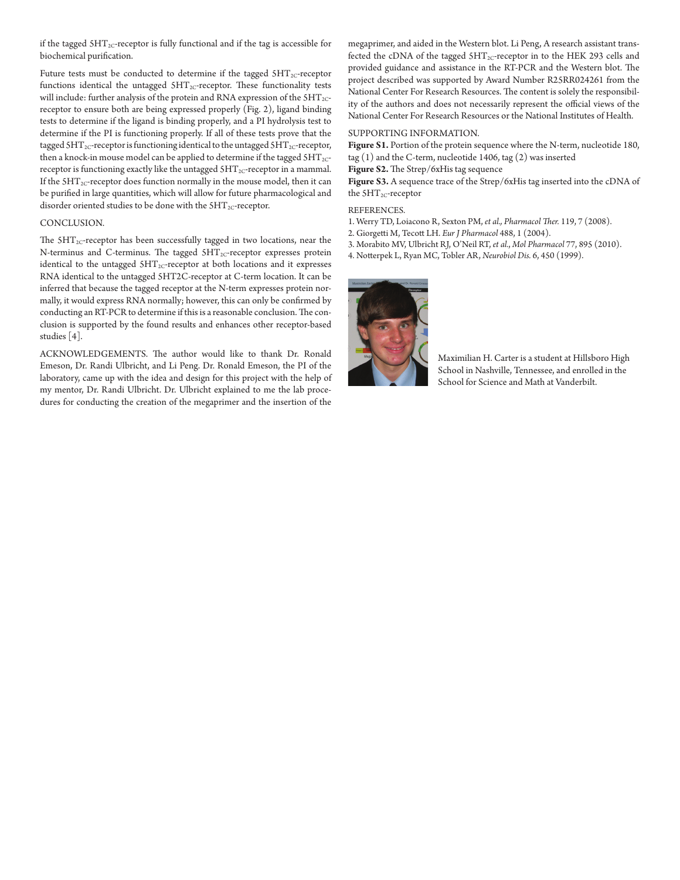if the tagged $5HT_{2C}$-receptor is fully functional and if the tag is accessible for biochemical purification.

Future tests must be conducted to determine if the tagged $5HT_{2C}$-receptor functions identical the untagged $5HT_{2C}$-receptor. These functionality tests will include: further analysis of the protein and RNA expression of the $5HT_{2C}$-receptor to ensure both are being expressed properly (Fig. 2), ligand binding tests to determine if the ligand is binding properly, and a PI hydrolysis test to determine if the PI is functioning properly. If all of these tests prove that the tagged $5HT_{2C}$-receptor is functioning identical to the untagged $5HT_{2C}$-receptor, then a knock-in mouse model can be applied to determine if the tagged $5HT_{2C}$-receptor is functioning exactly like the untagged $5HT_{2C}$-receptor in a mammal. If the $5HT_{2C}$-receptor does function normally in the mouse model, then it can be purified in large quantities, which will allow for future pharmacological and disorder oriented studies to be done with the $5HT_{2C}$-receptor.

## CONCLUSION.

The $5HT_{2C}$-receptor has been successfully tagged in two locations, near the N-terminus and C-terminus. The tagged $5HT_{2C}$-receptor expresses protein identical to the untagged $5HT_{2C}$-receptor at both locations and it expresses RNA identical to the untagged 5HT2C-receptor at C-term location. It can be inferred that because the tagged receptor at the N-term expresses protein normally, it would express RNA normally; however, this can only be confirmed by conducting an RT-PCR to determine if this is a reasonable conclusion. The conclusion is supported by the found results and enhances other receptor-based studies [4].

ACKNOWLEDGEMENTS. The author would like to thank Dr. Ronald Emeson, Dr. Randi Ulbricht, and Li Peng. Dr. Ronald Emeson, the PI of the laboratory, came up with the idea and design for this project with the help of my mentor, Dr. Randi Ulbricht. Dr. Ulbricht explained to me the lab procedures for conducting the creation of the megaprimer and the insertion of the megaprimer, and aided in the Western blot. Li Peng, A research assistant transfected the cDNA of the tagged $5HT_{2C}$-receptor in to the HEK 293 cells and provided guidance and assistance in the RT-PCR and the Western blot. The project described was supported by Award Number R25RR024261 from the National Center For Research Resources. The content is solely the responsibility of the authors and does not necessarily represent the official views of the National Center For Research Resources or the National Institutes of Health.

## SUPPORTING INFORMATION.

**Figure S1.** Portion of the protein sequence where the N-term, nucleotide 180, tag (1) and the C-term, nucleotide 1406, tag (2) was inserted

**Figure S2.** The Strep/6xHis tag sequence

**Figure S3.** A sequence trace of the Strep/6xHis tag inserted into the cDNA of the $5HT_{2C}$-receptor

## REFERENCES.

1. Werry TD, Loiacono R, Sexton PM, *et al., Pharmacol Ther.* 119, 7 (2008).
2. Giorgetti M, Tecott LH. *Eur J Pharmacol* 488, 1 (2004).
3. Morabito MV, Ulbricht RJ, O'Neil RT, *et al., Mol Pharmacol* 77, 895 (2010).
4. Notterpek L, Ryan MC, Tobler AR, *Neurobiol Dis.* 6, 450 (1999).

Maximilian H. Carter is a student at Hillsboro High School in Nashville, Tennessee, and enrolled in the School for Science and Math at Vanderbilt.